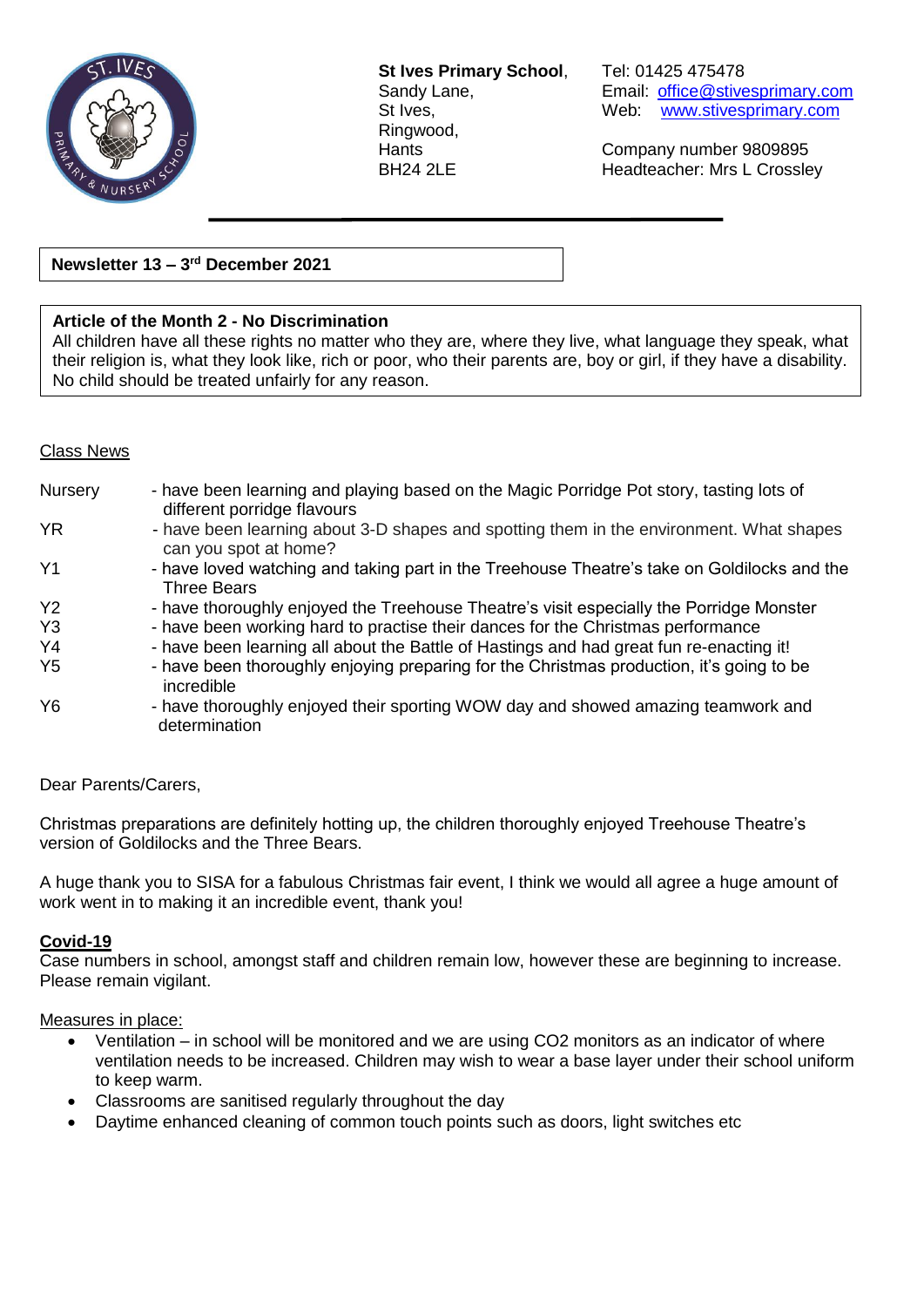**St Ives Primary School**,
Sandy Lane,
St Ives,
Ringwood,
Hants
BH24 2LE

Tel: 01425 475478
Email: office@stivesprimary.com
Web: www.stivesprimary.com

Company number 9809895
Headteacher: Mrs L Crossley

**Newsletter 13 – 3rd December 2021**

**Article of the Month 2 - No Discrimination**
All children have all these rights no matter who they are, where they live, what language they speak, what their religion is, what they look like, rich or poor, who their parents are, boy or girl, if they have a disability. No child should be treated unfairly for any reason.

Class News

| | |
|---|---|
| Nursery | - have been learning and playing based on the Magic Porridge Pot story, tasting lots of different porridge flavours |
| YR | - have been learning about 3-D shapes and spotting them in the environment. What shapes can you spot at home? |
| Y1 | - have loved watching and taking part in the Treehouse Theatre's take on Goldilocks and the Three Bears |
| Y2 | - have thoroughly enjoyed the Treehouse Theatre's visit especially the Porridge Monster |
| Y3 | - have been working hard to practise their dances for the Christmas performance |
| Y4 | - have been learning all about the Battle of Hastings and had great fun re-enacting it! |
| Y5 | - have been thoroughly enjoying preparing for the Christmas production, it's going to be incredible |
| Y6 | - have thoroughly enjoyed their sporting WOW day and showed amazing teamwork and determination |

Dear Parents/Carers,

Christmas preparations are definitely hotting up, the children thoroughly enjoyed Treehouse Theatre's version of Goldilocks and the Three Bears.

A huge thank you to SISA for a fabulous Christmas fair event, I think we would all agree a huge amount of work went in to making it an incredible event, thank you!

**Covid-19**
Case numbers in school, amongst staff and children remain low, however these are beginning to increase. Please remain vigilant.

Measures in place:

- Ventilation – in school will be monitored and we are using CO2 monitors as an indicator of where ventilation needs to be increased. Children may wish to wear a base layer under their school uniform to keep warm.
- Classrooms are sanitised regularly throughout the day
- Daytime enhanced cleaning of common touch points such as doors, light switches etc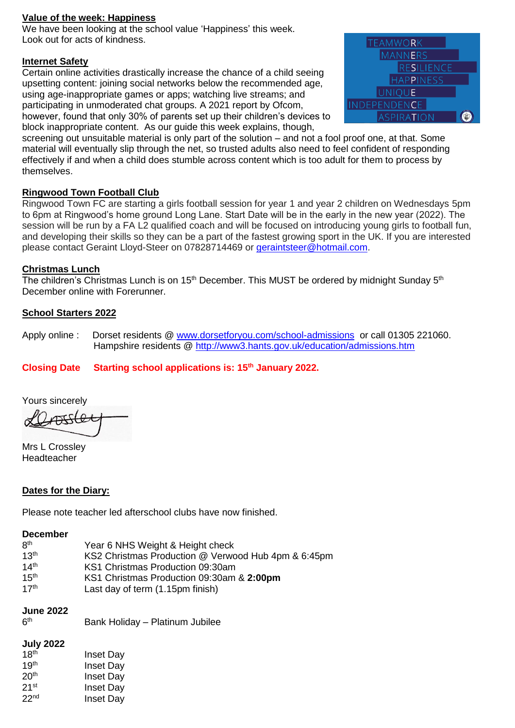**Value of the week: Happiness**

We have been looking at the school value 'Happiness' this week.
Look out for acts of kindness.

**Internet Safety**

Certain online activities drastically increase the chance of a child seeing upsetting content: joining social networks below the recommended age, using age-inappropriate games or apps; watching live streams; and participating in unmoderated chat groups. A 2021 report by Ofcom, however, found that only 30% of parents set up their children's devices to block inappropriate content. As our guide this week explains, though, screening out unsuitable material is only part of the solution – and not a fool proof one, at that. Some material will eventually slip through the net, so trusted adults also need to feel confident of responding effectively if and when a child does stumble across content which is too adult for them to process by themselves.

**Ringwood Town Football Club**

Ringwood Town FC are starting a girls football session for year 1 and year 2 children on Wednesdays 5pm to 6pm at Ringwood's home ground Long Lane. Start Date will be in the early in the new year (2022). The session will be run by a FA L2 qualified coach and will be focused on introducing young girls to football fun, and developing their skills so they can be a part of the fastest growing sport in the UK. If you are interested please contact Geraint Lloyd-Steer on 07828714469 or geraintsteer@hotmail.com.

**Christmas Lunch**

The children's Christmas Lunch is on 15th December. This MUST be ordered by midnight Sunday 5th December online with Forerunner.

**School Starters 2022**

Apply online : Dorset residents @ www.dorsetforyou.com/school-admissions or call 01305 221060.
Hampshire residents @ http://www3.hants.gov.uk/education/admissions.htm

**Closing Date Starting school applications is: 15th January 2022.**

Yours sincerely

Mrs L Crossley
Headteacher

**Dates for the Diary:**

Please note teacher led afterschool clubs have now finished.

**December**

| | |
|---|---|
| 8th | Year 6 NHS Weight & Height check |
| 13th | KS2 Christmas Production @ Verwood Hub 4pm & 6:45pm |
| 14th | KS1 Christmas Production 09:30am |
| 15th | KS1 Christmas Production 09:30am & **2:00pm** |
| 17th | Last day of term (1.15pm finish) |

**June 2022**

| | |
|---|---|
| 6th | Bank Holiday – Platinum Jubilee |

**July 2022**

| | |
|---|---|
| 18th | Inset Day |
| 19th | Inset Day |
| 20th | Inset Day |
| 21st | Inset Day |
| 22nd | Inset Day |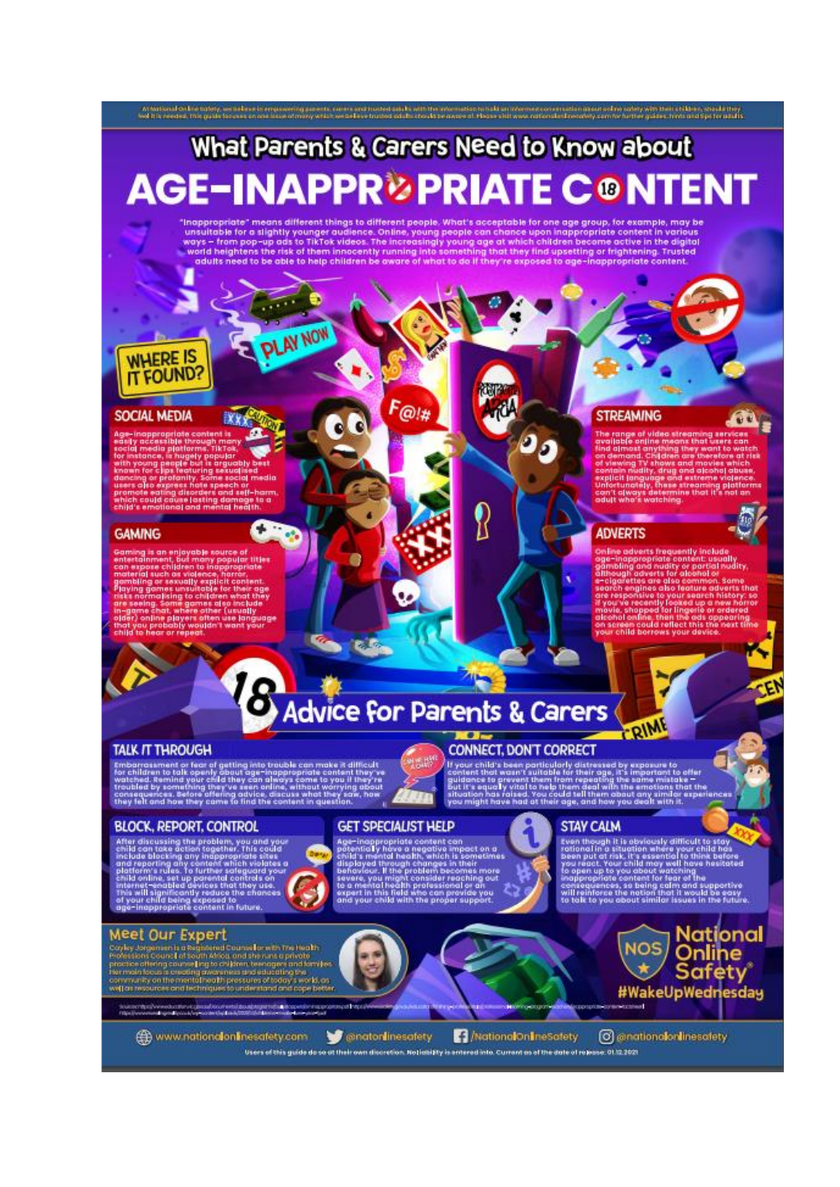At National Online Safety, we believe in empowering parents, carers and trusted adults with the information to hold an informed conversation about online safety with their children, should they feel it is needed. This guide focuses on one issue of many which we believe trusted adults should be aware of. Please visit www.nationalonlinesafety.com for further guides, hints and tips for adults.

# What Parents & Carers Need to Know about AGE-INAPPROPRIATE CONTENT

"Inappropriate" means different things to different people. What's acceptable for one age group, for example, may be unsuitable for a slightly younger audience. Online, young people can chance upon inappropriate content in various ways – from pop-up ads to TikTok videos. The increasingly young age at which children become active in the digital world heightens the risk of them innocently running into something that they find upsetting or frightening. Trusted adults need to be able to help children be aware of what to do if they're exposed to age-inappropriate content.

## WHERE IS IT FOUND?

### SOCIAL MEDIA

Age-inappropriate content is easily accessible through many social media platforms. TikTok, for instance, is hugely popular with young people but is arguably best known for clips featuring sexualised dancing or profanity. Some social media users also express hate speech or promote eating disorders and self-harm, which could cause lasting damage to a child's emotional and mental health.

### GAMING

Gaming is an enjoyable source of entertainment, but many popular titles can expose children to inappropriate material such as violence, horror, gambling or sexually explicit content. Playing games unsuitable for their age risks normalising to children what they are seeing. Some games also include in-game chat, where other (usually older) online players often use language that you probably wouldn't want your child to hear or repeat.

### STREAMING

The range of video streaming services available online means that users can find almost anything they want to watch on demand. Children are therefore at risk of viewing TV shows and movies which contain nudity, drug and alcohol abuse, explicit language and extreme violence. Unfortunately, these streaming platforms can't always determine that it's not an adult who's watching.

### ADVERTS

Online adverts frequently include age-inappropriate content: usually gambling and nudity or partial nudity, although adverts for alcohol or e-cigarettes are also common. Some search engines also feature adverts that are responsive to your search history: so if you've recently looked up a new horror movie, shopped for lingerie or ordered alcohol online, then the ads appearing on screen could reflect this the next time your child borrows your device.

## Advice for Parents & Carers

### TALK IT THROUGH

Embarrassment or fear of getting into trouble can make it difficult for children to talk openly about age-inappropriate content they've watched. Remind your child they can always come to you if they're troubled by something they've seen online, without worrying about consequences. Before offering advice, discuss what they saw, how they felt and how they came to find the content in question.

### CONNECT, DON'T CORRECT

If your child's been particularly distressed by exposure to content that wasn't suitable for their age, it's important to offer guidance to prevent them from repeating the same mistake – but it's equally vital to help them deal with the emotions that the situation has raised. You could tell them about any similar experiences you might have had at their age, and how you dealt with it.

### BLOCK, REPORT, CONTROL

After discussing the problem, you and your child can take action together. This could include blocking any inappropriate sites and reporting any content which violates a platform's rules. To further safeguard your child online, set up parental controls on internet-enabled devices that they use. This will significantly reduce the chances of your child being exposed to age-inappropriate content in future.

### GET SPECIALIST HELP

Age-inappropriate content can potentially have a negative impact on a child's mental health, which is sometimes displayed through changes in their behaviour. If the problem becomes more severe, you might consider reaching out to a mental health professional or an expert in this field who can provide you and your child with the proper support.

### STAY CALM

Even though it is obviously difficult to stay rational in a situation where your child has been put at risk, it's essential to think before you react. Your child may well have hesitated to open up to you about watching inappropriate content for fear of the consequences, so being calm and supportive will reinforce the notion that it would be easy to talk to you about similar issues in the future.

## Meet Our Expert

Cayley Jorgensen is a Registered Counsellor with The Health Professions Council of South Africa, and she runs a private practice offering counselling to children, teenagers and families. Her main focus is creating awareness and educating the community on the mental health pressures of today's world, as well as resources and techniques to understand and cope better.

National Online Safety #WakeUpWednesday

www.nationalonlinesafety.com | @natonlinesafety | /NationalOnlineSafety | @nationalonlinesafety

Users of this guide do so at their own discretion. No liability is entered into. Current as of the date of release: 01.12.2021